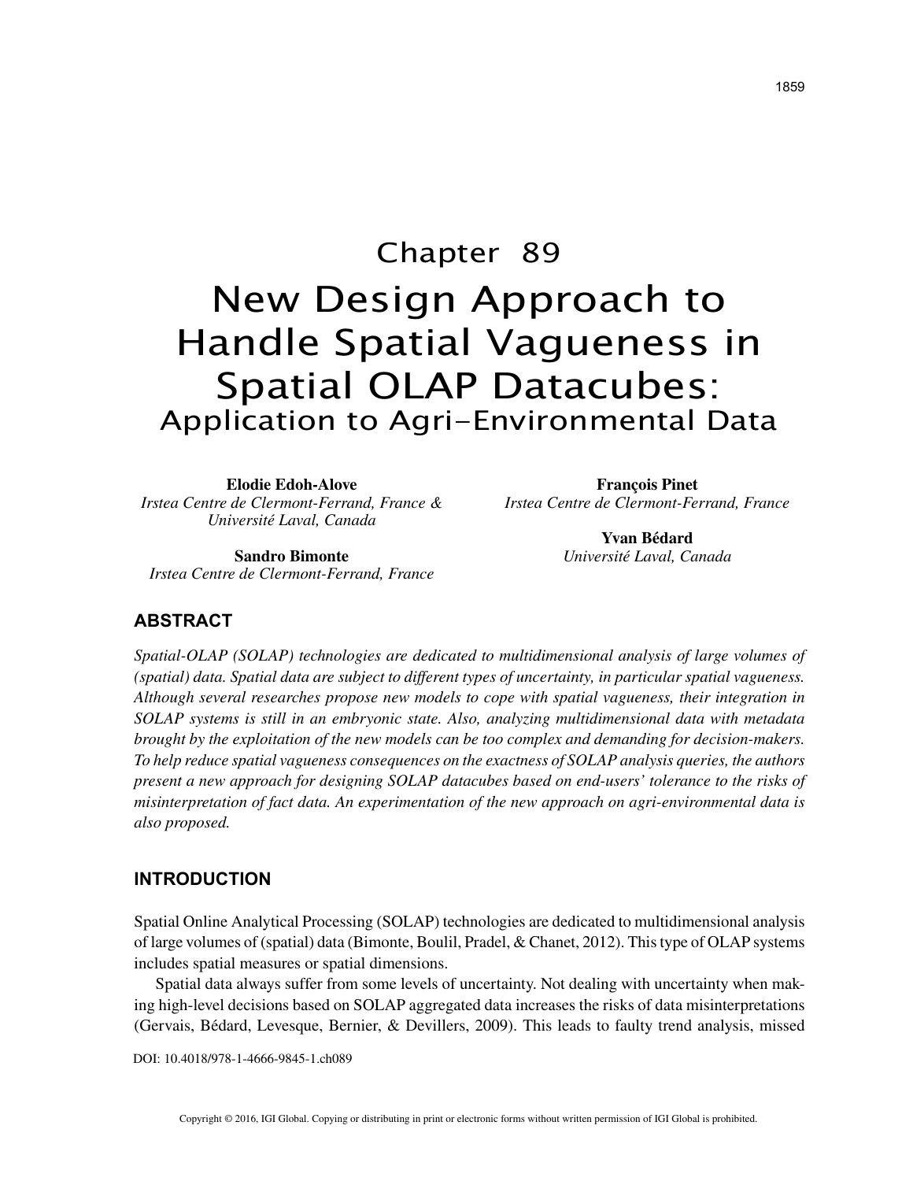# Chapter 89

# New Design Approach to Handle Spatial Vagueness in Spatial OLAP Datacubes: Application to Agri-Environmental Data

**Elodie Edoh-Alove**
*Irstea Centre de Clermont-Ferrand, France & Université Laval, Canada*

**Sandro Bimonte**
*Irstea Centre de Clermont-Ferrand, France*

**François Pinet**
*Irstea Centre de Clermont-Ferrand, France*

**Yvan Bédard**
*Université Laval, Canada*

## ABSTRACT

*Spatial-OLAP (SOLAP) technologies are dedicated to multidimensional analysis of large volumes of (spatial) data. Spatial data are subject to different types of uncertainty, in particular spatial vagueness. Although several researches propose new models to cope with spatial vagueness, their integration in SOLAP systems is still in an embryonic state. Also, analyzing multidimensional data with metadata brought by the exploitation of the new models can be too complex and demanding for decision-makers. To help reduce spatial vagueness consequences on the exactness of SOLAP analysis queries, the authors present a new approach for designing SOLAP datacubes based on end-users' tolerance to the risks of misinterpretation of fact data. An experimentation of the new approach on agri-environmental data is also proposed.*

## INTRODUCTION

Spatial Online Analytical Processing (SOLAP) technologies are dedicated to multidimensional analysis of large volumes of (spatial) data (Bimonte, Boulil, Pradel, & Chanet, 2012). This type of OLAP systems includes spatial measures or spatial dimensions.

Spatial data always suffer from some levels of uncertainty. Not dealing with uncertainty when making high-level decisions based on SOLAP aggregated data increases the risks of data misinterpretations (Gervais, Bédard, Levesque, Bernier, & Devillers, 2009). This leads to faulty trend analysis, missed

DOI: 10.4018/978-1-4666-9845-1.ch089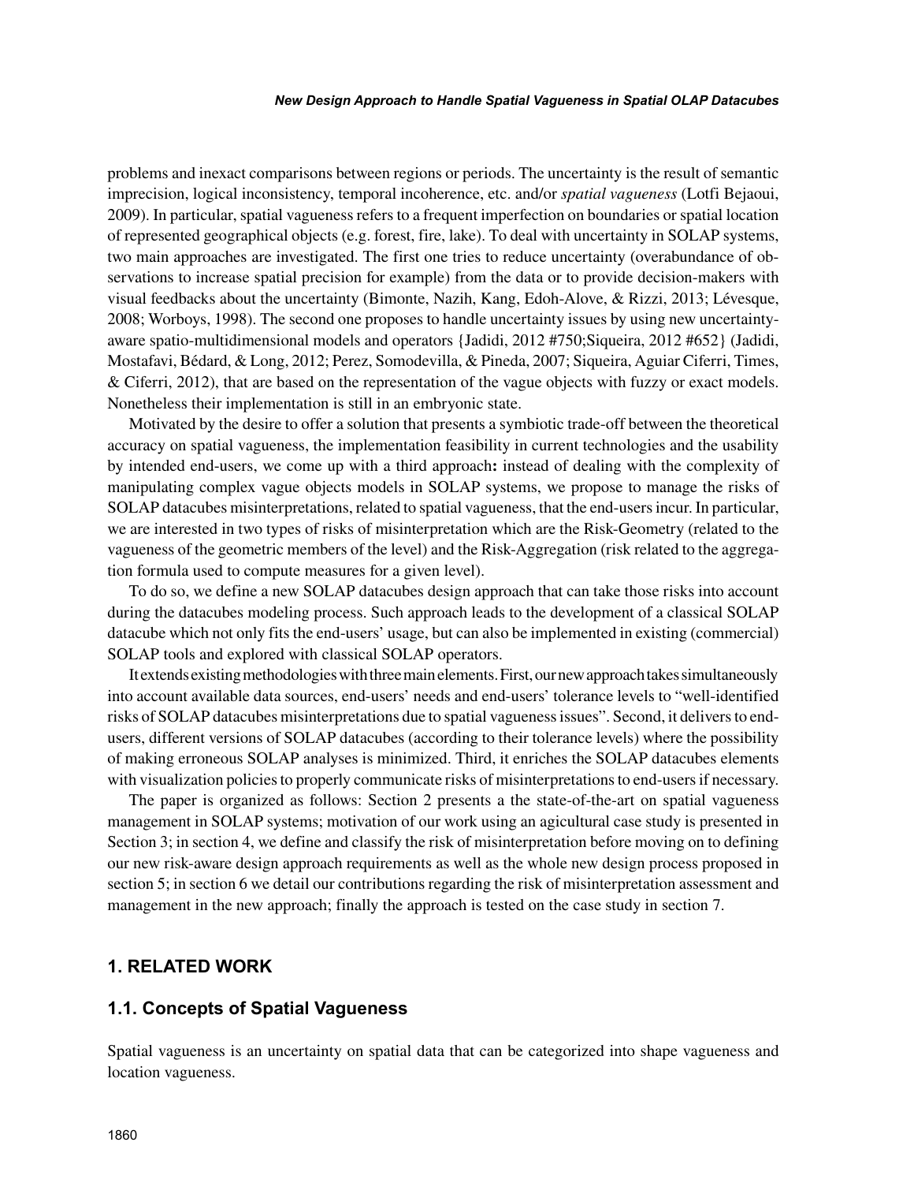problems and inexact comparisons between regions or periods. The uncertainty is the result of semantic imprecision, logical inconsistency, temporal incoherence, etc. and/or *spatial vagueness* (Lotfi Bejaoui, 2009). In particular, spatial vagueness refers to a frequent imperfection on boundaries or spatial location of represented geographical objects (e.g. forest, fire, lake). To deal with uncertainty in SOLAP systems, two main approaches are investigated. The first one tries to reduce uncertainty (overabundance of observations to increase spatial precision for example) from the data or to provide decision-makers with visual feedbacks about the uncertainty (Bimonte, Nazih, Kang, Edoh-Alove, & Rizzi, 2013; Lévesque, 2008; Worboys, 1998). The second one proposes to handle uncertainty issues by using new uncertainty-aware spatio-multidimensional models and operators {Jadidi, 2012 #750;Siqueira, 2012 #652} (Jadidi, Mostafavi, Bédard, & Long, 2012; Perez, Somodevilla, & Pineda, 2007; Siqueira, Aguiar Ciferri, Times, & Ciferri, 2012), that are based on the representation of the vague objects with fuzzy or exact models. Nonetheless their implementation is still in an embryonic state.

Motivated by the desire to offer a solution that presents a symbiotic trade-off between the theoretical accuracy on spatial vagueness, the implementation feasibility in current technologies and the usability by intended end-users, we come up with a third approach**:** instead of dealing with the complexity of manipulating complex vague objects models in SOLAP systems, we propose to manage the risks of SOLAP datacubes misinterpretations, related to spatial vagueness, that the end-users incur. In particular, we are interested in two types of risks of misinterpretation which are the Risk-Geometry (related to the vagueness of the geometric members of the level) and the Risk-Aggregation (risk related to the aggregation formula used to compute measures for a given level).

To do so, we define a new SOLAP datacubes design approach that can take those risks into account during the datacubes modeling process. Such approach leads to the development of a classical SOLAP datacube which not only fits the end-users' usage, but can also be implemented in existing (commercial) SOLAP tools and explored with classical SOLAP operators.

It extends existing methodologies with three main elements. First, our new approach takes simultaneously into account available data sources, end-users' needs and end-users' tolerance levels to "well-identified risks of SOLAP datacubes misinterpretations due to spatial vagueness issues". Second, it delivers to end-users, different versions of SOLAP datacubes (according to their tolerance levels) where the possibility of making erroneous SOLAP analyses is minimized. Third, it enriches the SOLAP datacubes elements with visualization policies to properly communicate risks of misinterpretations to end-users if necessary.

The paper is organized as follows: Section 2 presents a the state-of-the-art on spatial vagueness management in SOLAP systems; motivation of our work using an agicultural case study is presented in Section 3; in section 4, we define and classify the risk of misinterpretation before moving on to defining our new risk-aware design approach requirements as well as the whole new design process proposed in section 5; in section 6 we detail our contributions regarding the risk of misinterpretation assessment and management in the new approach; finally the approach is tested on the case study in section 7.

## 1. RELATED WORK

### 1.1. Concepts of Spatial Vagueness

Spatial vagueness is an uncertainty on spatial data that can be categorized into shape vagueness and location vagueness.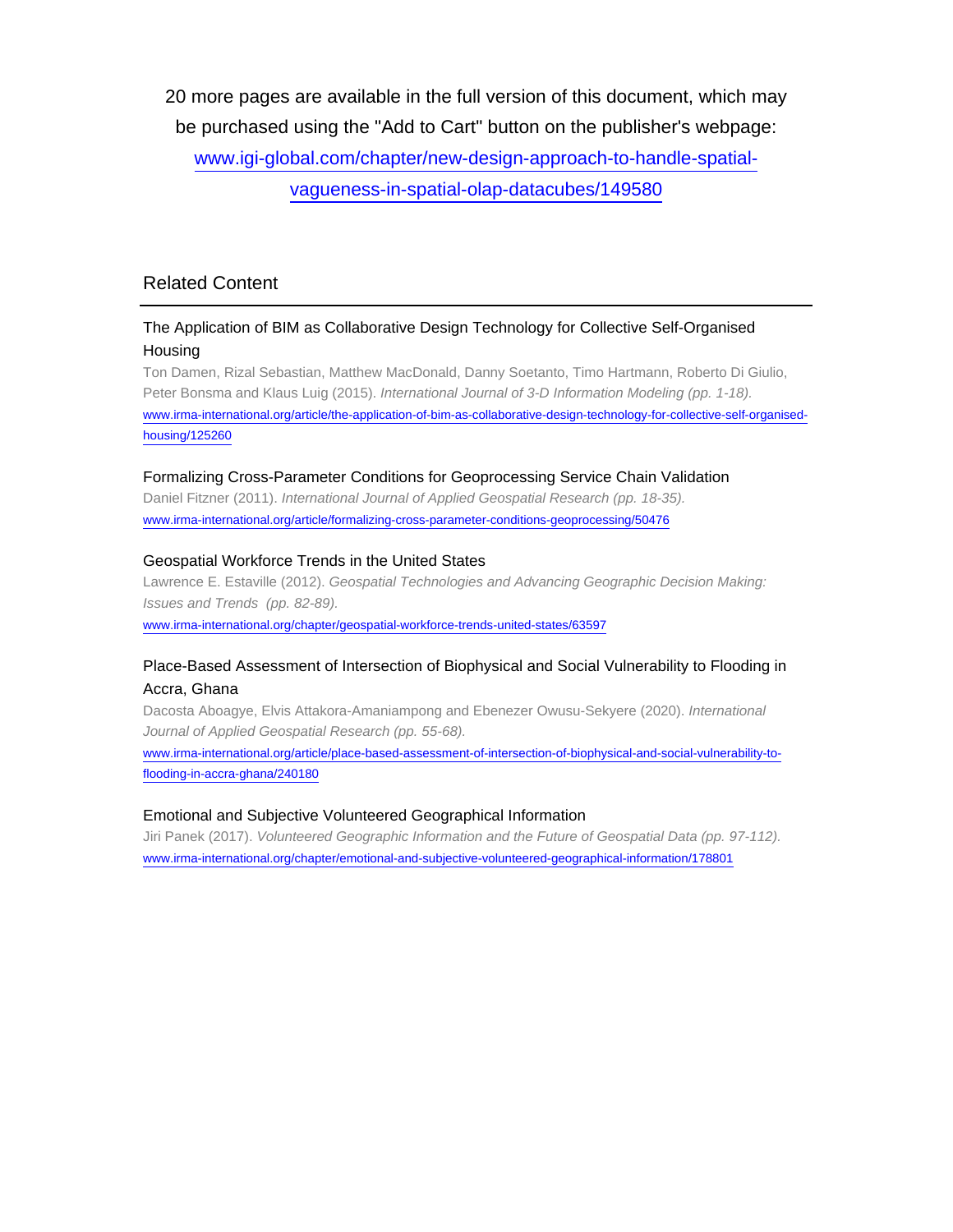20 more pages are available in the full version of this document, which may be purchased using the "Add to Cart" button on the publisher's webpage: www.igi-global.com/chapter/new-design-approach-to-handle-spatial-vagueness-in-spatial-olap-datacubes/149580

## Related Content

### The Application of BIM as Collaborative Design Technology for Collective Self-Organised Housing

Ton Damen, Rizal Sebastian, Matthew MacDonald, Danny Soetanto, Timo Hartmann, Roberto Di Giulio, Peter Bonsma and Klaus Luig (2015). *International Journal of 3-D Information Modeling (pp. 1-18).*

www.irma-international.org/article/the-application-of-bim-as-collaborative-design-technology-for-collective-self-organised-housing/125260

### Formalizing Cross-Parameter Conditions for Geoprocessing Service Chain Validation

Daniel Fitzner (2011). *International Journal of Applied Geospatial Research (pp. 18-35).*

www.irma-international.org/article/formalizing-cross-parameter-conditions-geoprocessing/50476

### Geospatial Workforce Trends in the United States

Lawrence E. Estaville (2012). *Geospatial Technologies and Advancing Geographic Decision Making: Issues and Trends (pp. 82-89).*

www.irma-international.org/chapter/geospatial-workforce-trends-united-states/63597

### Place-Based Assessment of Intersection of Biophysical and Social Vulnerability to Flooding in Accra, Ghana

Dacosta Aboagye, Elvis Attakora-Amaniampong and Ebenezer Owusu-Sekyere (2020). *International Journal of Applied Geospatial Research (pp. 55-68).*

www.irma-international.org/article/place-based-assessment-of-intersection-of-biophysical-and-social-vulnerability-to-flooding-in-accra-ghana/240180

### Emotional and Subjective Volunteered Geographical Information

Jiri Panek (2017). *Volunteered Geographic Information and the Future of Geospatial Data (pp. 97-112).*

www.irma-international.org/chapter/emotional-and-subjective-volunteered-geographical-information/178801